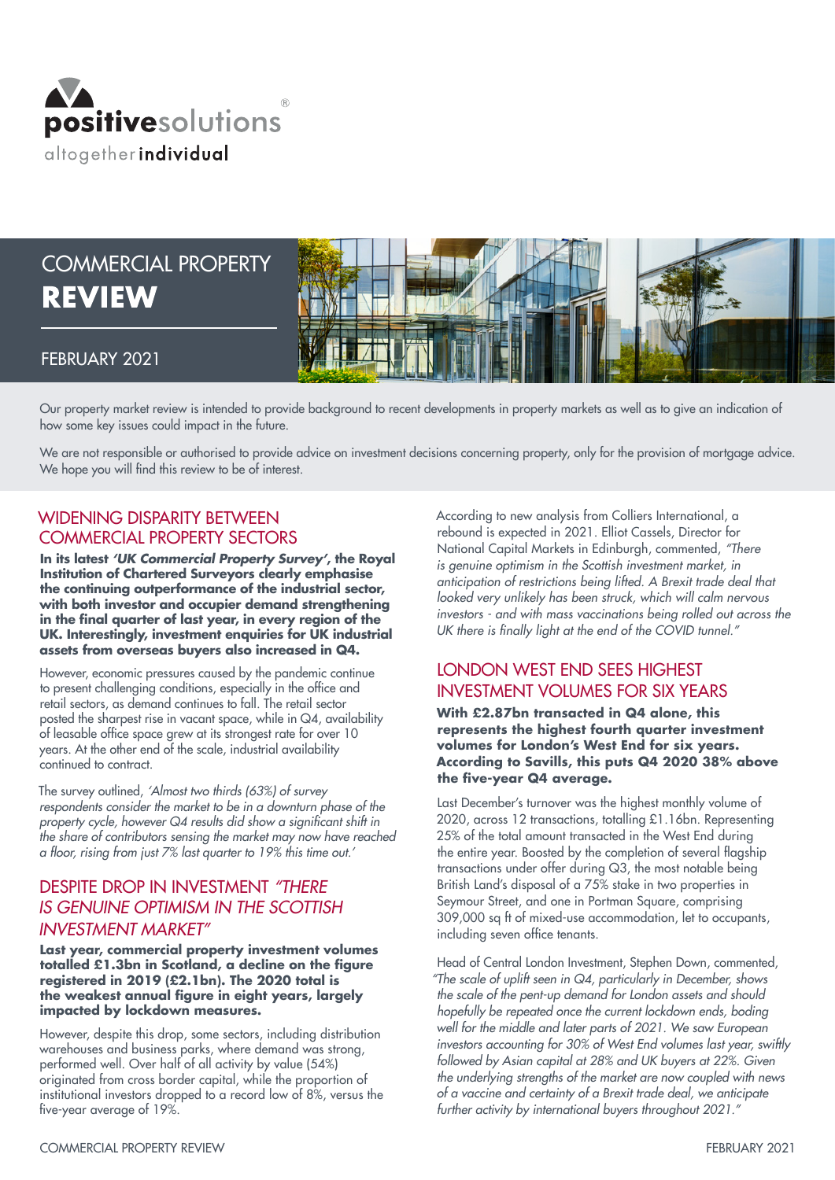positivesolutions®

altogether individual

# COMMERCIAL PROPERTY REVIEW

FEBRUARY 2021

Our property market review is intended to provide background to recent developments in property markets as well as to give an indication of how some key issues could impact in the future.

We are not responsible or authorised to provide advice on investment decisions concerning property, only for the provision of mortgage advice. We hope you will find this review to be of interest.

## WIDENING DISPARITY BETWEEN COMMERCIAL PROPERTY SECTORS

**In its latest *'UK Commercial Property Survey'*, the Royal Institution of Chartered Surveyors clearly emphasise the continuing outperformance of the industrial sector, with both investor and occupier demand strengthening in the final quarter of last year, in every region of the UK. Interestingly, investment enquiries for UK industrial assets from overseas buyers also increased in Q4.**

However, economic pressures caused by the pandemic continue to present challenging conditions, especially in the office and retail sectors, as demand continues to fall. The retail sector posted the sharpest rise in vacant space, while in Q4, availability of leasable office space grew at its strongest rate for over 10 years. At the other end of the scale, industrial availability continued to contract.

The survey outlined, *'Almost two thirds (63%) of survey respondents consider the market to be in a downturn phase of the property cycle, however Q4 results did show a significant shift in the share of contributors sensing the market may now have reached a floor, rising from just 7% last quarter to 19% this time out.'*

## DESPITE DROP IN INVESTMENT *"THERE IS GENUINE OPTIMISM IN THE SCOTTISH INVESTMENT MARKET"*

**Last year, commercial property investment volumes totalled £1.3bn in Scotland, a decline on the figure registered in 2019 (£2.1bn). The 2020 total is the weakest annual figure in eight years, largely impacted by lockdown measures.**

However, despite this drop, some sectors, including distribution warehouses and business parks, where demand was strong, performed well. Over half of all activity by value (54%) originated from cross border capital, while the proportion of institutional investors dropped to a record low of 8%, versus the five-year average of 19%.

According to new analysis from Colliers International, a rebound is expected in 2021. Elliot Cassels, Director for National Capital Markets in Edinburgh, commented, *"There is genuine optimism in the Scottish investment market, in anticipation of restrictions being lifted. A Brexit trade deal that looked very unlikely has been struck, which will calm nervous investors - and with mass vaccinations being rolled out across the UK there is finally light at the end of the COVID tunnel."*

## LONDON WEST END SEES HIGHEST INVESTMENT VOLUMES FOR SIX YEARS

**With £2.87bn transacted in Q4 alone, this represents the highest fourth quarter investment volumes for London's West End for six years. According to Savills, this puts Q4 2020 38% above the five-year Q4 average.**

Last December's turnover was the highest monthly volume of 2020, across 12 transactions, totalling £1.16bn. Representing 25% of the total amount transacted in the West End during the entire year. Boosted by the completion of several flagship transactions under offer during Q3, the most notable being British Land's disposal of a 75% stake in two properties in Seymour Street, and one in Portman Square, comprising 309,000 sq ft of mixed-use accommodation, let to occupants, including seven office tenants.

Head of Central London Investment, Stephen Down, commented, *"The scale of uplift seen in Q4, particularly in December, shows the scale of the pent-up demand for London assets and should hopefully be repeated once the current lockdown ends, boding well for the middle and later parts of 2021. We saw European investors accounting for 30% of West End volumes last year, swiftly followed by Asian capital at 28% and UK buyers at 22%. Given the underlying strengths of the market are now coupled with news of a vaccine and certainty of a Brexit trade deal, we anticipate further activity by international buyers throughout 2021."*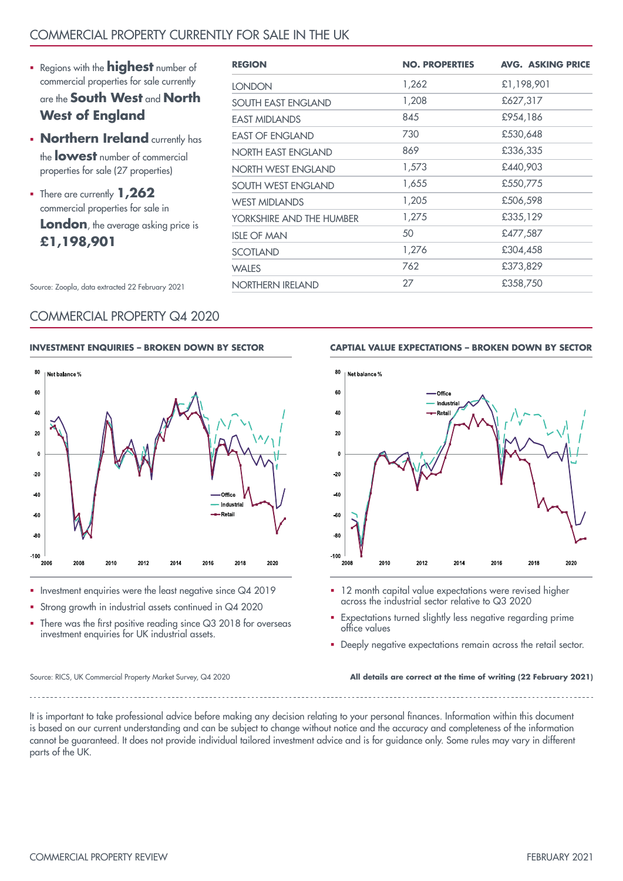## COMMERCIAL PROPERTY CURRENTLY FOR SALE IN THE UK

- Regions with the **highest** number of commercial properties for sale currently are the **South West** and **North West of England**
- **Northern Ireland** currently has the **lowest** number of commercial properties for sale (27 properties)
- There are currently **1,262** commercial properties for sale in **London**, the average asking price is **£1,198,901**

Source: Zoopla, data extracted 22 February 2021

| REGION | NO. PROPERTIES | AVG. ASKING PRICE |
|---|---|---|
| LONDON | 1,262 | £1,198,901 |
| SOUTH EAST ENGLAND | 1,208 | £627,317 |
| EAST MIDLANDS | 845 | £954,186 |
| EAST OF ENGLAND | 730 | £530,648 |
| NORTH EAST ENGLAND | 869 | £336,335 |
| NORTH WEST ENGLAND | 1,573 | £440,903 |
| SOUTH WEST ENGLAND | 1,655 | £550,775 |
| WEST MIDLANDS | 1,205 | £506,598 |
| YORKSHIRE AND THE HUMBER | 1,275 | £335,129 |
| ISLE OF MAN | 50 | £477,587 |
| SCOTLAND | 1,276 | £304,458 |
| WALES | 762 | £373,829 |
| NORTHERN IRELAND | 27 | £358,750 |

## COMMERCIAL PROPERTY Q4 2020

### INVESTMENT ENQUIRIES – BROKEN DOWN BY SECTOR

Net balance %

80
60
40
20
0
-20
-40
-60
-80
-100

2006 2008 2010 2012 2014 2016 2018 2020

Office
Industrial
Retail

- Investment enquiries were the least negative since Q4 2019
- Strong growth in industrial assets continued in Q4 2020
- There was the first positive reading since Q3 2018 for overseas investment enquiries for UK industrial assets.

### CAPTIAL VALUE EXPECTATIONS – BROKEN DOWN BY SECTOR

Net balance %

80
60
40
20
0
-20
-40
-60
-80
-100

2008 2010 2012 2014 2016 2018 2020

Office
Industrial
Retail

- 12 month capital value expectations were revised higher across the industrial sector relative to Q3 2020
- Expectations turned slightly less negative regarding prime office values
- Deeply negative expectations remain across the retail sector.

Source: RICS, UK Commercial Property Market Survey, Q4 2020

**All details are correct at the time of writing (22 February 2021)**

It is important to take professional advice before making any decision relating to your personal finances. Information within this document is based on our current understanding and can be subject to change without notice and the accuracy and completeness of the information cannot be guaranteed. It does not provide individual tailored investment advice and is for guidance only. Some rules may vary in different parts of the UK.